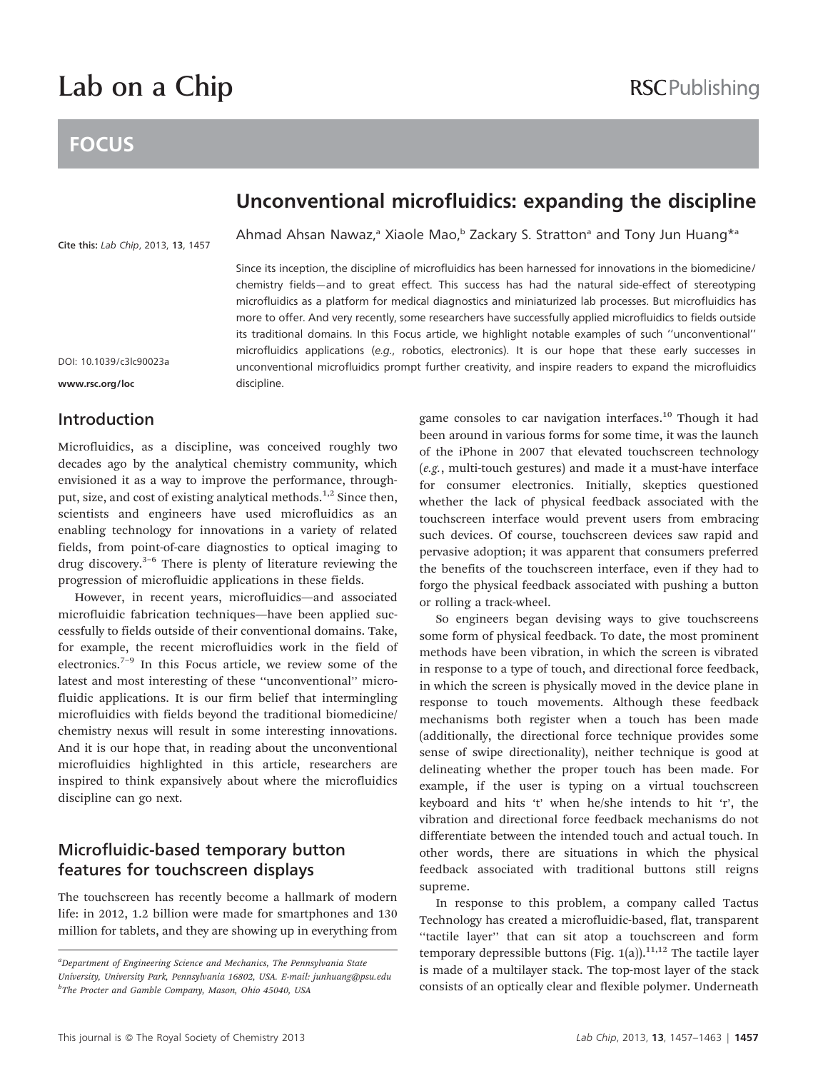# Lab on a Chip

RSCPublishing

## FOCUS

# Unconventional microfluidics: expanding the discipline

Cite this: *Lab Chip*, 2013, **13**, 1457

Ahmad Ahsan Nawaz,[a] Xiaole Mao,[b] Zackary S. Stratton[a] and Tony Jun Huang*[a]

DOI: 10.1039/c3lc90023a

www.rsc.org/loc

Since its inception, the discipline of microfluidics has been harnessed for innovations in the biomedicine/chemistry fields—and to great effect. This success has had the natural side-effect of stereotyping microfluidics as a platform for medical diagnostics and miniaturized lab processes. But microfluidics has more to offer. And very recently, some researchers have successfully applied microfluidics to fields outside its traditional domains. In this Focus article, we highlight notable examples of such ''unconventional'' microfluidics applications (*e.g.*, robotics, electronics). It is our hope that these early successes in unconventional microfluidics prompt further creativity, and inspire readers to expand the microfluidics discipline.

## Introduction

Microfluidics, as a discipline, was conceived roughly two decades ago by the analytical chemistry community, which envisioned it as a way to improve the performance, throughput, size, and cost of existing analytical methods.[1,2] Since then, scientists and engineers have used microfluidics as an enabling technology for innovations in a variety of related fields, from point-of-care diagnostics to optical imaging to drug discovery.[3–6] There is plenty of literature reviewing the progression of microfluidic applications in these fields.

However, in recent years, microfluidics—and associated microfluidic fabrication techniques—have been applied successfully to fields outside of their conventional domains. Take, for example, the recent microfluidics work in the field of electronics.[7–9] In this Focus article, we review some of the latest and most interesting of these ''unconventional'' microfluidic applications. It is our firm belief that intermingling microfluidics with fields beyond the traditional biomedicine/chemistry nexus will result in some interesting innovations. And it is our hope that, in reading about the unconventional microfluidics highlighted in this article, researchers are inspired to think expansively about where the microfluidics discipline can go next.

## Microfluidic-based temporary button features for touchscreen displays

The touchscreen has recently become a hallmark of modern life: in 2012, 1.2 billion were made for smartphones and 130 million for tablets, and they are showing up in everything from game consoles to car navigation interfaces.[10] Though it had been around in various forms for some time, it was the launch of the iPhone in 2007 that elevated touchscreen technology (*e.g.*, multi-touch gestures) and made it a must-have interface for consumer electronics. Initially, skeptics questioned whether the lack of physical feedback associated with the touchscreen interface would prevent users from embracing such devices. Of course, touchscreen devices saw rapid and pervasive adoption; it was apparent that consumers preferred the benefits of the touchscreen interface, even if they had to forgo the physical feedback associated with pushing a button or rolling a track-wheel.

So engineers began devising ways to give touchscreens some form of physical feedback. To date, the most prominent methods have been vibration, in which the screen is vibrated in response to a type of touch, and directional force feedback, in which the screen is physically moved in the device plane in response to touch movements. Although these feedback mechanisms both register when a touch has been made (additionally, the directional force technique provides some sense of swipe directionality), neither technique is good at delineating whether the proper touch has been made. For example, if the user is typing on a virtual touchscreen keyboard and hits 't' when he/she intends to hit 'r', the vibration and directional force feedback mechanisms do not differentiate between the intended touch and actual touch. In other words, there are situations in which the physical feedback associated with traditional buttons still reigns supreme.

In response to this problem, a company called Tactus Technology has created a microfluidic-based, flat, transparent ''tactile layer'' that can sit atop a touchscreen and form temporary depressible buttons (Fig. 1(a)).[11,12] The tactile layer is made of a multilayer stack. The top-most layer of the stack consists of an optically clear and flexible polymer. Underneath

[a]Department of Engineering Science and Mechanics, The Pennsylvania State University, University Park, Pennsylvania 16802, USA. E-mail: junhuang@psu.edu
[b]The Procter and Gamble Company, Mason, Ohio 45040, USA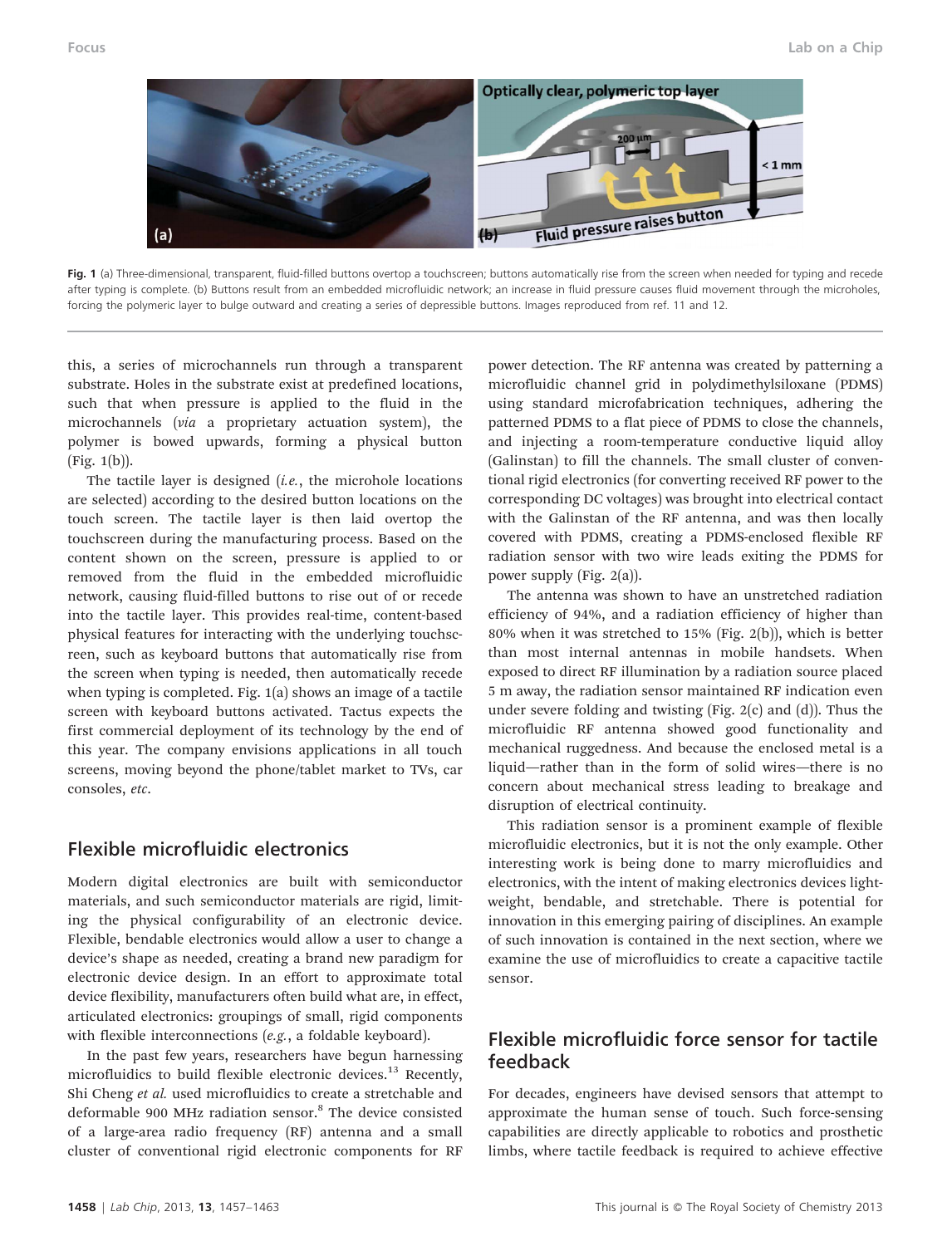Fig. 1 (a) Three-dimensional, transparent, fluid-filled buttons overtop a touchscreen; buttons automatically rise from the screen when needed for typing and recede after typing is complete. (b) Buttons result from an embedded microfluidic network; an increase in fluid pressure causes fluid movement through the microholes, forcing the polymeric layer to bulge outward and creating a series of depressible buttons. Images reproduced from ref. 11 and 12.

this, a series of microchannels run through a transparent substrate. Holes in the substrate exist at predefined locations, such that when pressure is applied to the fluid in the microchannels (*via* a proprietary actuation system), the polymer is bowed upwards, forming a physical button (Fig. 1(b)).

The tactile layer is designed (*i.e.*, the microhole locations are selected) according to the desired button locations on the touch screen. The tactile layer is then laid overtop the touchscreen during the manufacturing process. Based on the content shown on the screen, pressure is applied to or removed from the fluid in the embedded microfluidic network, causing fluid-filled buttons to rise out of or recede into the tactile layer. This provides real-time, content-based physical features for interacting with the underlying touchscreen, such as keyboard buttons that automatically rise from the screen when typing is needed, then automatically recede when typing is completed. Fig. 1(a) shows an image of a tactile screen with keyboard buttons activated. Tactus expects the first commercial deployment of its technology by the end of this year. The company envisions applications in all touch screens, moving beyond the phone/tablet market to TVs, car consoles, *etc*.

## Flexible microfluidic electronics

Modern digital electronics are built with semiconductor materials, and such semiconductor materials are rigid, limiting the physical configurability of an electronic device. Flexible, bendable electronics would allow a user to change a device's shape as needed, creating a brand new paradigm for electronic device design. In an effort to approximate total device flexibility, manufacturers often build what are, in effect, articulated electronics: groupings of small, rigid components with flexible interconnections (*e.g.*, a foldable keyboard).

In the past few years, researchers have begun harnessing microfluidics to build flexible electronic devices.[13] Recently, Shi Cheng *et al.* used microfluidics to create a stretchable and deformable 900 MHz radiation sensor.[8] The device consisted of a large-area radio frequency (RF) antenna and a small cluster of conventional rigid electronic components for RF power detection. The RF antenna was created by patterning a microfluidic channel grid in polydimethylsiloxane (PDMS) using standard microfabrication techniques, adhering the patterned PDMS to a flat piece of PDMS to close the channels, and injecting a room-temperature conductive liquid alloy (Galinstan) to fill the channels. The small cluster of conventional rigid electronics (for converting received RF power to the corresponding DC voltages) was brought into electrical contact with the Galinstan of the RF antenna, and was then locally covered with PDMS, creating a PDMS-enclosed flexible RF radiation sensor with two wire leads exiting the PDMS for power supply (Fig. 2(a)).

The antenna was shown to have an unstretched radiation efficiency of 94%, and a radiation efficiency of higher than 80% when it was stretched to 15% (Fig. 2(b)), which is better than most internal antennas in mobile handsets. When exposed to direct RF illumination by a radiation source placed 5 m away, the radiation sensor maintained RF indication even under severe folding and twisting (Fig. 2(c) and (d)). Thus the microfluidic RF antenna showed good functionality and mechanical ruggedness. And because the enclosed metal is a liquid—rather than in the form of solid wires—there is no concern about mechanical stress leading to breakage and disruption of electrical continuity.

This radiation sensor is a prominent example of flexible microfluidic electronics, but it is not the only example. Other interesting work is being done to marry microfluidics and electronics, with the intent of making electronics devices lightweight, bendable, and stretchable. There is potential for innovation in this emerging pairing of disciplines. An example of such innovation is contained in the next section, where we examine the use of microfluidics to create a capacitive tactile sensor.

## Flexible microfluidic force sensor for tactile feedback

For decades, engineers have devised sensors that attempt to approximate the human sense of touch. Such force-sensing capabilities are directly applicable to robotics and prosthetic limbs, where tactile feedback is required to achieve effective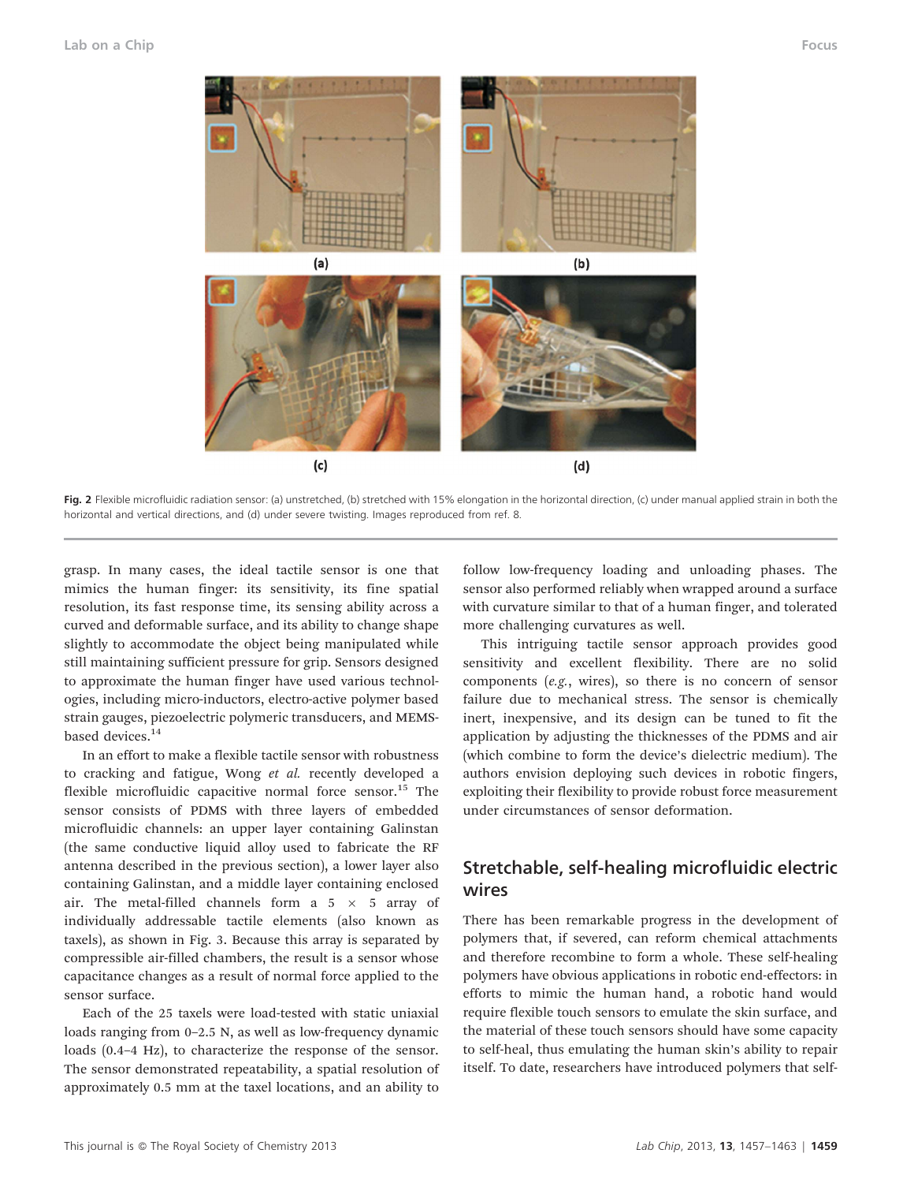Fig. 2 Flexible microfluidic radiation sensor: (a) unstretched, (b) stretched with 15% elongation in the horizontal direction, (c) under manual applied strain in both the horizontal and vertical directions, and (d) under severe twisting. Images reproduced from ref. 8.

grasp. In many cases, the ideal tactile sensor is one that mimics the human finger: its sensitivity, its fine spatial resolution, its fast response time, its sensing ability across a curved and deformable surface, and its ability to change shape slightly to accommodate the object being manipulated while still maintaining sufficient pressure for grip. Sensors designed to approximate the human finger have used various technologies, including micro-inductors, electro-active polymer based strain gauges, piezoelectric polymeric transducers, and MEMS-based devices.[14]

In an effort to make a flexible tactile sensor with robustness to cracking and fatigue, Wong *et al.* recently developed a flexible microfluidic capacitive normal force sensor.[15] The sensor consists of PDMS with three layers of embedded microfluidic channels: an upper layer containing Galinstan (the same conductive liquid alloy used to fabricate the RF antenna described in the previous section), a lower layer also containing Galinstan, and a middle layer containing enclosed air. The metal-filled channels form a 5 × 5 array of individually addressable tactile elements (also known as taxels), as shown in Fig. 3. Because this array is separated by compressible air-filled chambers, the result is a sensor whose capacitance changes as a result of normal force applied to the sensor surface.

Each of the 25 taxels were load-tested with static uniaxial loads ranging from 0–2.5 N, as well as low-frequency dynamic loads (0.4–4 Hz), to characterize the response of the sensor. The sensor demonstrated repeatability, a spatial resolution of approximately 0.5 mm at the taxel locations, and an ability to follow low-frequency loading and unloading phases. The sensor also performed reliably when wrapped around a surface with curvature similar to that of a human finger, and tolerated more challenging curvatures as well.

This intriguing tactile sensor approach provides good sensitivity and excellent flexibility. There are no solid components (*e.g.*, wires), so there is no concern of sensor failure due to mechanical stress. The sensor is chemically inert, inexpensive, and its design can be tuned to fit the application by adjusting the thicknesses of the PDMS and air (which combine to form the device's dielectric medium). The authors envision deploying such devices in robotic fingers, exploiting their flexibility to provide robust force measurement under circumstances of sensor deformation.

## Stretchable, self-healing microfluidic electric wires

There has been remarkable progress in the development of polymers that, if severed, can reform chemical attachments and therefore recombine to form a whole. These self-healing polymers have obvious applications in robotic end-effectors: in efforts to mimic the human hand, a robotic hand would require flexible touch sensors to emulate the skin surface, and the material of these touch sensors should have some capacity to self-heal, thus emulating the human skin's ability to repair itself. To date, researchers have introduced polymers that self-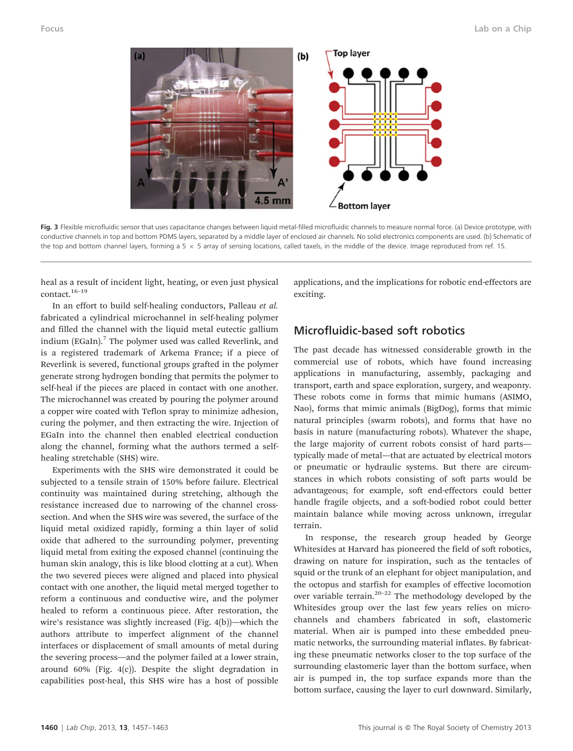Fig. 3 Flexible microfluidic sensor that uses capacitance changes between liquid metal-filled microfluidic channels to measure normal force. (a) Device prototype, with conductive channels in top and bottom PDMS layers, separated by a middle layer of enclosed air channels. No solid electronics components are used. (b) Schematic of the top and bottom channel layers, forming a 5 × 5 array of sensing locations, called taxels, in the middle of the device. Image reproduced from ref. 15.

heal as a result of incident light, heating, or even just physical contact.[16–19]

In an effort to build self-healing conductors, Palleau *et al.* fabricated a cylindrical microchannel in self-healing polymer and filled the channel with the liquid metal eutectic gallium indium (EGaIn).[7] The polymer used was called Reverlink, and is a registered trademark of Arkema France; if a piece of Reverlink is severed, functional groups grafted in the polymer generate strong hydrogen bonding that permits the polymer to self-heal if the pieces are placed in contact with one another. The microchannel was created by pouring the polymer around a copper wire coated with Teflon spray to minimize adhesion, curing the polymer, and then extracting the wire. Injection of EGaIn into the channel then enabled electrical conduction along the channel, forming what the authors termed a self-healing stretchable (SHS) wire.

Experiments with the SHS wire demonstrated it could be subjected to a tensile strain of 150% before failure. Electrical continuity was maintained during stretching, although the resistance increased due to narrowing of the channel cross-section. And when the SHS wire was severed, the surface of the liquid metal oxidized rapidly, forming a thin layer of solid oxide that adhered to the surrounding polymer, preventing liquid metal from exiting the exposed channel (continuing the human skin analogy, this is like blood clotting at a cut). When the two severed pieces were aligned and placed into physical contact with one another, the liquid metal merged together to reform a continuous and conductive wire, and the polymer healed to reform a continuous piece. After restoration, the wire's resistance was slightly increased (Fig. 4(b))—which the authors attribute to imperfect alignment of the channel interfaces or displacement of small amounts of metal during the severing process—and the polymer failed at a lower strain, around 60% (Fig. 4(c)). Despite the slight degradation in capabilities post-heal, this SHS wire has a host of possible applications, and the implications for robotic end-effectors are exciting.

## Microfluidic-based soft robotics

The past decade has witnessed considerable growth in the commercial use of robots, which have found increasing applications in manufacturing, assembly, packaging and transport, earth and space exploration, surgery, and weaponry. These robots come in forms that mimic humans (ASIMO, Nao), forms that mimic animals (BigDog), forms that mimic natural principles (swarm robots), and forms that have no basis in nature (manufacturing robots). Whatever the shape, the large majority of current robots consist of hard parts—typically made of metal—that are actuated by electrical motors or pneumatic or hydraulic systems. But there are circumstances in which robots consisting of soft parts would be advantageous; for example, soft end-effectors could better handle fragile objects, and a soft-bodied robot could better maintain balance while moving across unknown, irregular terrain.

In response, the research group headed by George Whitesides at Harvard has pioneered the field of soft robotics, drawing on nature for inspiration, such as the tentacles of squid or the trunk of an elephant for object manipulation, and the octopus and starfish for examples of effective locomotion over variable terrain.[20–22] The methodology developed by the Whitesides group over the last few years relies on microchannels and chambers fabricated in soft, elastomeric material. When air is pumped into these embedded pneumatic networks, the surrounding material inflates. By fabricating these pneumatic networks closer to the top surface of the surrounding elastomeric layer than the bottom surface, when air is pumped in, the top surface expands more than the bottom surface, causing the layer to curl downward. Similarly,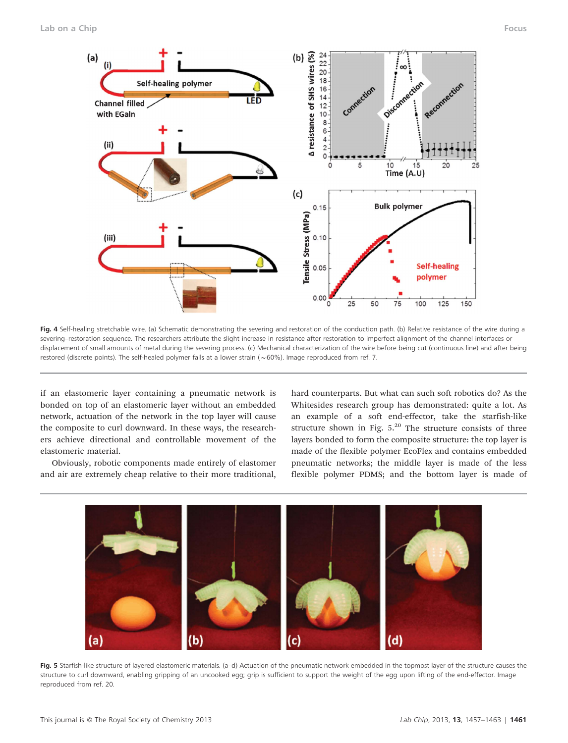Fig. 4 Self-healing stretchable wire. (a) Schematic demonstrating the severing and restoration of the conduction path. (b) Relative resistance of the wire during a severing–restoration sequence. The researchers attribute the slight increase in resistance after restoration to imperfect alignment of the channel interfaces or displacement of small amounts of metal during the severing process. (c) Mechanical characterization of the wire before being cut (continuous line) and after being restored (discrete points). The self-healed polymer fails at a lower strain (~60%). Image reproduced from ref. 7.

if an elastomeric layer containing a pneumatic network is bonded on top of an elastomeric layer without an embedded network, actuation of the network in the top layer will cause the composite to curl downward. In these ways, the researchers achieve directional and controllable movement of the elastomeric material.

Obviously, robotic components made entirely of elastomer and air are extremely cheap relative to their more traditional, hard counterparts. But what can such soft robotics do? As the Whitesides research group has demonstrated: quite a lot. As an example of a soft end-effector, take the starfish-like structure shown in Fig. 5.[20] The structure consists of three layers bonded to form the composite structure: the top layer is made of the flexible polymer EcoFlex and contains embedded pneumatic networks; the middle layer is made of the less flexible polymer PDMS; and the bottom layer is made of

Fig. 5 Starfish-like structure of layered elastomeric materials. (a–d) Actuation of the pneumatic network embedded in the topmost layer of the structure causes the structure to curl downward, enabling gripping of an uncooked egg; grip is sufficient to support the weight of the egg upon lifting of the end-effector. Image reproduced from ref. 20.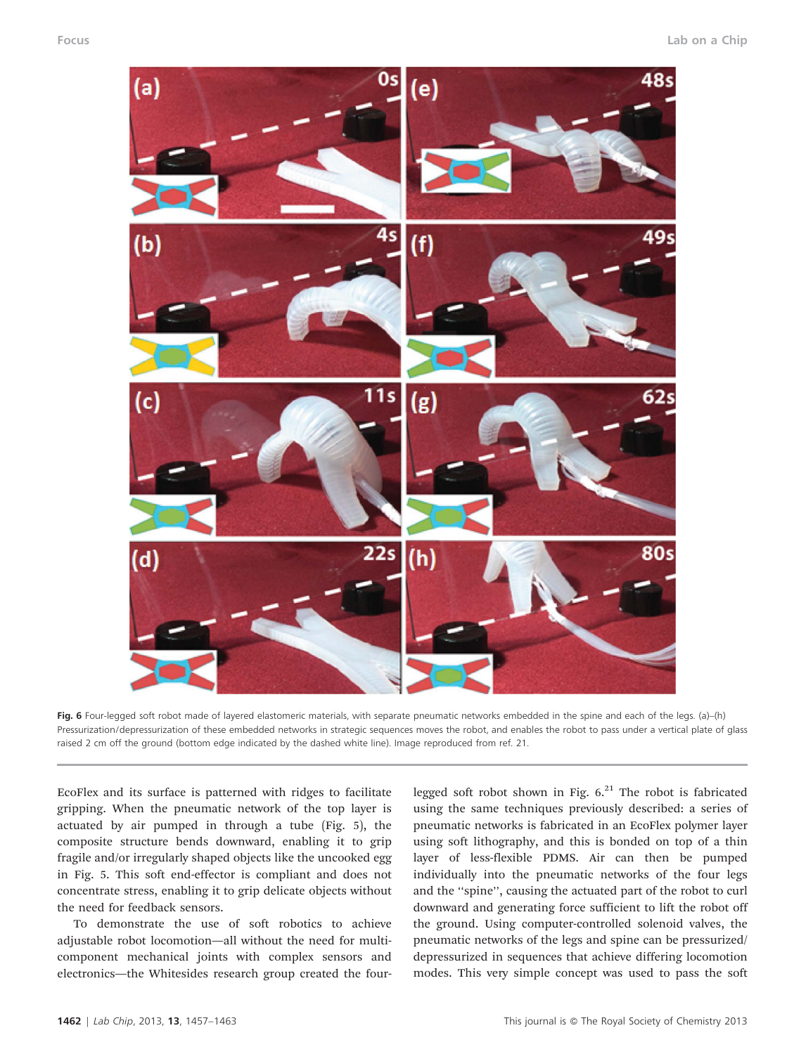Fig. 6 Four-legged soft robot made of layered elastomeric materials, with separate pneumatic networks embedded in the spine and each of the legs. (a)–(h) Pressurization/depressurization of these embedded networks in strategic sequences moves the robot, and enables the robot to pass under a vertical plate of glass raised 2 cm off the ground (bottom edge indicated by the dashed white line). Image reproduced from ref. 21.

EcoFlex and its surface is patterned with ridges to facilitate gripping. When the pneumatic network of the top layer is actuated by air pumped in through a tube (Fig. 5), the composite structure bends downward, enabling it to grip fragile and/or irregularly shaped objects like the uncooked egg in Fig. 5. This soft end-effector is compliant and does not concentrate stress, enabling it to grip delicate objects without the need for feedback sensors.

To demonstrate the use of soft robotics to achieve adjustable robot locomotion—all without the need for multi-component mechanical joints with complex sensors and electronics—the Whitesides research group created the four-legged soft robot shown in Fig. 6.[21] The robot is fabricated using the same techniques previously described: a series of pneumatic networks is fabricated in an EcoFlex polymer layer using soft lithography, and this is bonded on top of a thin layer of less-flexible PDMS. Air can then be pumped individually into the pneumatic networks of the four legs and the ''spine'', causing the actuated part of the robot to curl downward and generating force sufficient to lift the robot off the ground. Using computer-controlled solenoid valves, the pneumatic networks of the legs and spine can be pressurized/depressurized in sequences that achieve differing locomotion modes. This very simple concept was used to pass the soft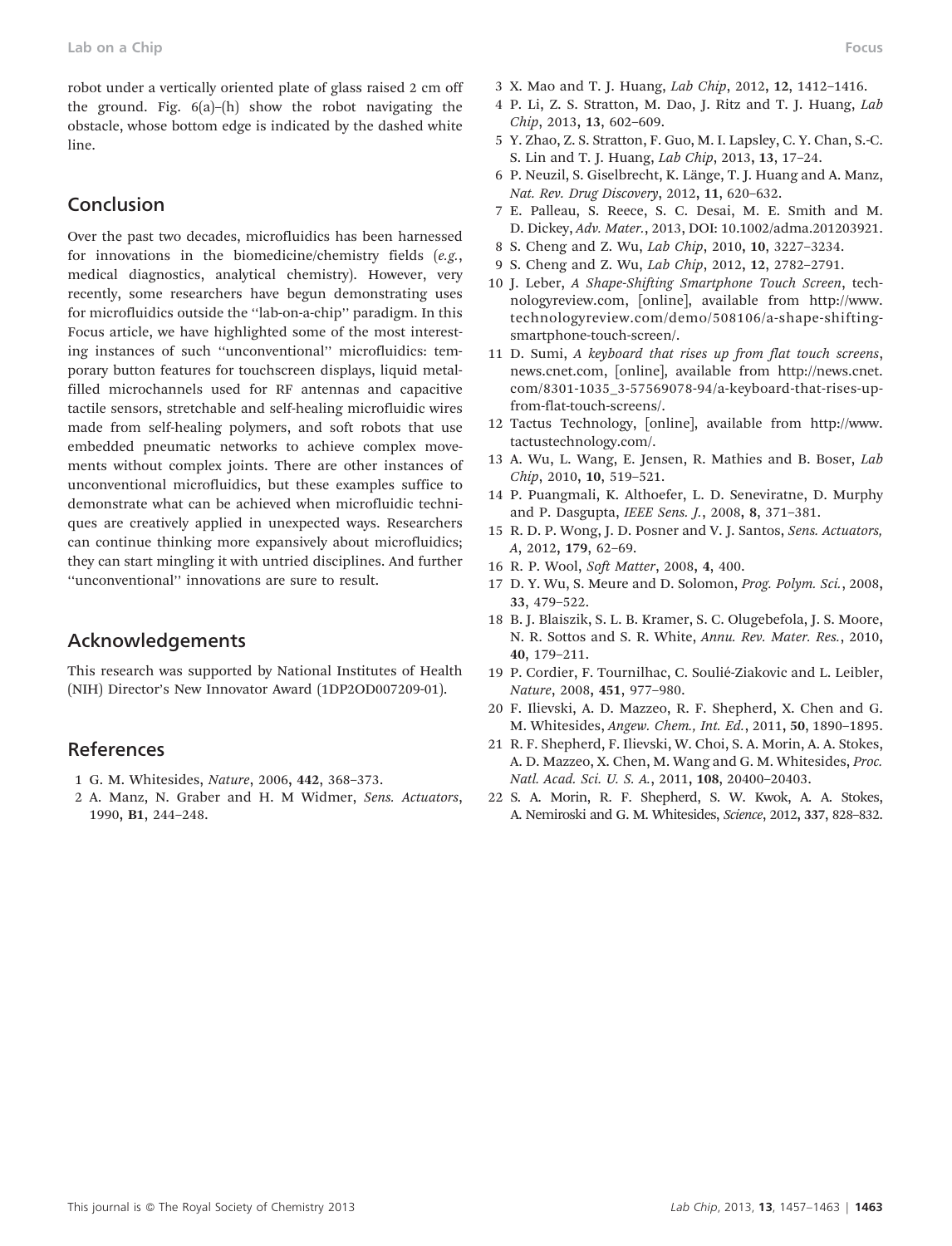robot under a vertically oriented plate of glass raised 2 cm off the ground. Fig. 6(a)–(h) show the robot navigating the obstacle, whose bottom edge is indicated by the dashed white line.

## Conclusion

Over the past two decades, microfluidics has been harnessed for innovations in the biomedicine/chemistry fields (*e.g.*, medical diagnostics, analytical chemistry). However, very recently, some researchers have begun demonstrating uses for microfluidics outside the ''lab-on-a-chip'' paradigm. In this Focus article, we have highlighted some of the most interesting instances of such ''unconventional'' microfluidics: temporary button features for touchscreen displays, liquid metal-filled microchannels used for RF antennas and capacitive tactile sensors, stretchable and self-healing microfluidic wires made from self-healing polymers, and soft robots that use embedded pneumatic networks to achieve complex movements without complex joints. There are other instances of unconventional microfluidics, but these examples suffice to demonstrate what can be achieved when microfluidic techniques are creatively applied in unexpected ways. Researchers can continue thinking more expansively about microfluidics; they can start mingling it with untried disciplines. And further ''unconventional'' innovations are sure to result.

## Acknowledgements

This research was supported by National Institutes of Health (NIH) Director's New Innovator Award (1DP2OD007209-01).

## References

1. G. M. Whitesides, *Nature*, 2006, **442**, 368–373.
2. A. Manz, N. Graber and H. M Widmer, *Sens. Actuators*, 1990, **B1**, 244–248.
3. X. Mao and T. J. Huang, *Lab Chip*, 2012, **12**, 1412–1416.
4. P. Li, Z. S. Stratton, M. Dao, J. Ritz and T. J. Huang, *Lab Chip*, 2013, **13**, 602–609.
5. Y. Zhao, Z. S. Stratton, F. Guo, M. I. Lapsley, C. Y. Chan, S.-C. S. Lin and T. J. Huang, *Lab Chip*, 2013, **13**, 17–24.
6. P. Neuzil, S. Giselbrecht, K. Länge, T. J. Huang and A. Manz, *Nat. Rev. Drug Discovery*, 2012, **11**, 620–632.
7. E. Palleau, S. Reece, S. C. Desai, M. E. Smith and M. D. Dickey, *Adv. Mater.*, 2013, DOI: 10.1002/adma.201203921.
8. S. Cheng and Z. Wu, *Lab Chip*, 2010, **10**, 3227–3234.
9. S. Cheng and Z. Wu, *Lab Chip*, 2012, **12**, 2782–2791.
10. J. Leber, *A Shape-Shifting Smartphone Touch Screen*, technologyreview.com, [online], available from http://www.technologyreview.com/demo/508106/a-shape-shifting-smartphone-touch-screen/.
11. D. Sumi, *A keyboard that rises up from flat touch screens*, news.cnet.com, [online], available from http://news.cnet.com/8301-1035_3-57569078-94/a-keyboard-that-rises-up-from-flat-touch-screens/.
12. Tactus Technology, [online], available from http://www.tactustechnology.com/.
13. A. Wu, L. Wang, E. Jensen, R. Mathies and B. Boser, *Lab Chip*, 2010, **10**, 519–521.
14. P. Puangmali, K. Althoefer, L. D. Seneviratne, D. Murphy and P. Dasgupta, *IEEE Sens. J.*, 2008, **8**, 371–381.
15. R. D. P. Wong, J. D. Posner and V. J. Santos, *Sens. Actuators, A*, 2012, **179**, 62–69.
16. R. P. Wool, *Soft Matter*, 2008, **4**, 400.
17. D. Y. Wu, S. Meure and D. Solomon, *Prog. Polym. Sci.*, 2008, **33**, 479–522.
18. B. J. Blaiszik, S. L. B. Kramer, S. C. Olugebefola, J. S. Moore, N. R. Sottos and S. R. White, *Annu. Rev. Mater. Res.*, 2010, **40**, 179–211.
19. P. Cordier, F. Tournilhac, C. Soulié-Ziakovic and L. Leibler, *Nature*, 2008, **451**, 977–980.
20. F. Ilievski, A. D. Mazzeo, R. F. Shepherd, X. Chen and G. M. Whitesides, *Angew. Chem., Int. Ed.*, 2011, **50**, 1890–1895.
21. R. F. Shepherd, F. Ilievski, W. Choi, S. A. Morin, A. A. Stokes, A. D. Mazzeo, X. Chen, M. Wang and G. M. Whitesides, *Proc. Natl. Acad. Sci. U. S. A.*, 2011, **108**, 20400–20403.
22. S. A. Morin, R. F. Shepherd, S. W. Kwok, A. A. Stokes, A. Nemiroski and G. M. Whitesides, *Science*, 2012, **337**, 828–832.